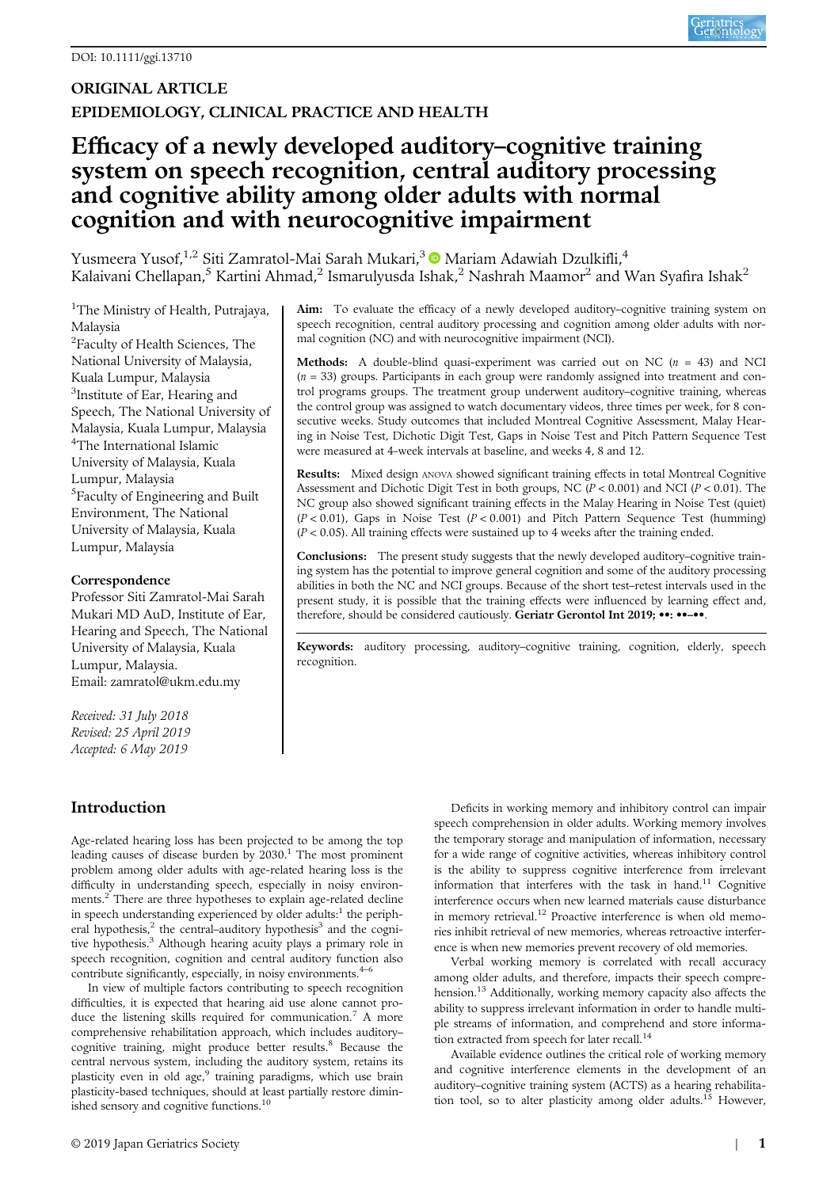DOI: 10.1111/ggi.13710

**ORIGINAL ARTICLE**
**EPIDEMIOLOGY, CLINICAL PRACTICE AND HEALTH**

# Efficacy of a newly developed auditory–cognitive training system on speech recognition, central auditory processing and cognitive ability among older adults with normal cognition and with neurocognitive impairment

Yusmeera Yusof,[1,2] Siti Zamratol-Mai Sarah Mukari,[3] Mariam Adawiah Dzulkifli,[4] Kalaivani Chellapan,[5] Kartini Ahmad,[2] Ismarulyusda Ishak,[2] Nashrah Maamor[2] and Wan Syafira Ishak[2]

[1]The Ministry of Health, Putrajaya, Malaysia
[2]Faculty of Health Sciences, The National University of Malaysia, Kuala Lumpur, Malaysia
[3]Institute of Ear, Hearing and Speech, The National University of Malaysia, Kuala Lumpur, Malaysia
[4]The International Islamic University of Malaysia, Kuala Lumpur, Malaysia
[5]Faculty of Engineering and Built Environment, The National University of Malaysia, Kuala Lumpur, Malaysia

**Correspondence**
Professor Siti Zamratol-Mai Sarah Mukari MD AuD, Institute of Ear, Hearing and Speech, The National University of Malaysia, Kuala Lumpur, Malaysia.
Email: zamratol@ukm.edu.my

*Received: 31 July 2018*
*Revised: 25 April 2019*
*Accepted: 6 May 2019*

**Aim:** To evaluate the efficacy of a newly developed auditory–cognitive training system on speech recognition, central auditory processing and cognition among older adults with normal cognition (NC) and with neurocognitive impairment (NCI).

**Methods:** A double-blind quasi-experiment was carried out on NC ($n$ = 43) and NCI ($n$ = 33) groups. Participants in each group were randomly assigned into treatment and control programs groups. The treatment group underwent auditory–cognitive training, whereas the control group was assigned to watch documentary videos, three times per week, for 8 consecutive weeks. Study outcomes that included Montreal Cognitive Assessment, Malay Hearing in Noise Test, Dichotic Digit Test, Gaps in Noise Test and Pitch Pattern Sequence Test were measured at 4-week intervals at baseline, and weeks 4, 8 and 12.

**Results:** Mixed design ANOVA showed significant training effects in total Montreal Cognitive Assessment and Dichotic Digit Test in both groups, NC ($P < 0.001$) and NCI ($P < 0.01$). The NC group also showed significant training effects in the Malay Hearing in Noise Test (quiet) ($P < 0.01$), Gaps in Noise Test ($P < 0.001$) and Pitch Pattern Sequence Test (humming) ($P < 0.05$). All training effects were sustained up to 4 weeks after the training ended.

**Conclusions:** The present study suggests that the newly developed auditory–cognitive training system has the potential to improve general cognition and some of the auditory processing abilities in both the NC and NCI groups. Because of the short test–retest intervals used in the present study, it is possible that the training effects were influenced by learning effect and, therefore, should be considered cautiously. **Geriatr Gerontol Int 2019; ••: ••–••.**

**Keywords:** auditory processing, auditory–cognitive training, cognition, elderly, speech recognition.

## Introduction

Age-related hearing loss has been projected to be among the top leading causes of disease burden by 2030.[1] The most prominent problem among older adults with age-related hearing loss is the difficulty in understanding speech, especially in noisy environments.[2] There are three hypotheses to explain age-related decline in speech understanding experienced by older adults:[1] the peripheral hypothesis,[2] the central–auditory hypothesis[3] and the cognitive hypothesis.[3] Although hearing acuity plays a primary role in speech recognition, cognition and central auditory function also contribute significantly, especially, in noisy environments.[4–6]

In view of multiple factors contributing to speech recognition difficulties, it is expected that hearing aid use alone cannot produce the listening skills required for communication.[7] A more comprehensive rehabilitation approach, which includes auditory–cognitive training, might produce better results.[8] Because the central nervous system, including the auditory system, retains its plasticity even in old age,[9] training paradigms, which use brain plasticity-based techniques, should at least partially restore diminished sensory and cognitive functions.[10]

Deficits in working memory and inhibitory control can impair speech comprehension in older adults. Working memory involves the temporary storage and manipulation of information, necessary for a wide range of cognitive activities, whereas inhibitory control is the ability to suppress cognitive interference from irrelevant information that interferes with the task in hand.[11] Cognitive interference occurs when new learned materials cause disturbance in memory retrieval.[12] Proactive interference is when old memories inhibit retrieval of new memories, whereas retroactive interference is when new memories prevent recovery of old memories.

Verbal working memory is correlated with recall accuracy among older adults, and therefore, impacts their speech comprehension.[13] Additionally, working memory capacity also affects the ability to suppress irrelevant information in order to handle multiple streams of information, and comprehend and store information extracted from speech for later recall.[14]

Available evidence outlines the critical role of working memory and cognitive interference elements in the development of an auditory–cognitive training system (ACTS) as a hearing rehabilitation tool, so to alter plasticity among older adults.[15] However,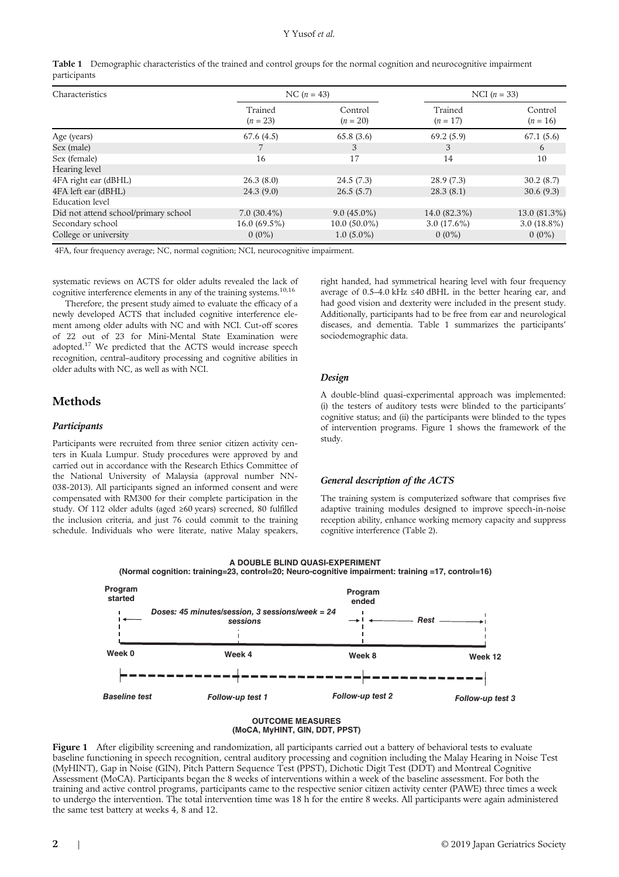**Table 1** Demographic characteristics of the trained and control groups for the normal cognition and neurocognitive impairment participants

| Characteristics | NC ($n$ = 43) | | NCI ($n$ = 33) | |
|---|---|---|---|---|
| | Trained ($n$ = 23) | Control ($n$ = 20) | Trained ($n$ = 17) | Control ($n$ = 16) |
| Age (years) | 67.6 (4.5) | 65.8 (3.6) | 69.2 (5.9) | 67.1 (5.6) |
| Sex (male) | 7 | 3 | 3 | 6 |
| Sex (female) | 16 | 17 | 14 | 10 |
| Hearing level | | | | |
| 4FA right ear (dBHL) | 26.3 (8.0) | 24.5 (7.3) | 28.9 (7.3) | 30.2 (8.7) |
| 4FA left ear (dBHL) | 24.3 (9.0) | 26.5 (5.7) | 28.3 (8.1) | 30.6 (9.3) |
| Education level | | | | |
| Did not attend school/primary school | 7.0 (30.4%) | 9.0 (45.0%) | 14.0 (82.3%) | 13.0 (81.3%) |
| Secondary school | 16.0 (69.5%) | 10.0 (50.0%) | 3.0 (17.6%) | 3.0 (18.8%) |
| College or university | 0 (0%) | 1.0 (5.0%) | 0 (0%) | 0 (0%) |

4FA, four frequency average; NC, normal cognition; NCI, neurocognitive impairment.

systematic reviews on ACTS for older adults revealed the lack of cognitive interference elements in any of the training systems.[10,16]

Therefore, the present study aimed to evaluate the efficacy of a newly developed ACTS that included cognitive interference element among older adults with NC and with NCI. Cut-off scores of 22 out of 23 for Mini-Mental State Examination were adopted.[17] We predicted that the ACTS would increase speech recognition, central–auditory processing and cognitive abilities in older adults with NC, as well as with NCI.

## Methods

### *Participants*

Participants were recruited from three senior citizen activity centers in Kuala Lumpur. Study procedures were approved by and carried out in accordance with the Research Ethics Committee of the National University of Malaysia (approval number NN-038-2013). All participants signed an informed consent and were compensated with RM300 for their complete participation in the study. Of 112 older adults (aged ≥60 years) screened, 80 fulfilled the inclusion criteria, and just 76 could commit to the training schedule. Individuals who were literate, native Malay speakers, right handed, had symmetrical hearing level with four frequency average of 0.5–4.0 kHz ≤40 dBHL in the better hearing ear, and had good vision and dexterity were included in the present study. Additionally, participants had to be free from ear and neurological diseases, and dementia. Table 1 summarizes the participants' sociodemographic data.

### *Design*

A double-blind quasi-experimental approach was implemented: (i) the testers of auditory tests were blinded to the participants' cognitive status; and (ii) the participants were blinded to the types of intervention programs. Figure 1 shows the framework of the study.

### *General description of the ACTS*

The training system is computerized software that comprises five adaptive training modules designed to improve speech-in-noise reception ability, enhance working memory capacity and suppress cognitive interference (Table 2).

**A DOUBLE BLIND QUASI-EXPERIMENT**
**(Normal cognition: training=23, control=20; Neuro-cognitive impairment: training =17, control=16)**

Program started — *Doses: 45 minutes/session, 3 sessions/week = 24 sessions* — Program ended — *Rest*

Week 0 — Week 4 — Week 8 — Week 12

*Baseline test* — *Follow-up test 1* — *Follow-up test 2* — *Follow-up test 3*

**OUTCOME MEASURES**
**(MoCA, MyHINT, GIN, DDT, PPST)**

**Figure 1** After eligibility screening and randomization, all participants carried out a battery of behavioral tests to evaluate baseline functioning in speech recognition, central auditory processing and cognition including the Malay Hearing in Noise Test (MyHINT), Gap in Noise (GIN), Pitch Pattern Sequence Test (PPST), Dichotic Digit Test (DDT) and Montreal Cognitive Assessment (MoCA). Participants began the 8 weeks of interventions within a week of the baseline assessment. For both the training and active control programs, participants came to the respective senior citizen activity center (PAWE) three times a week to undergo the intervention. The total intervention time was 18 h for the entire 8 weeks. All participants were again administered the same test battery at weeks 4, 8 and 12.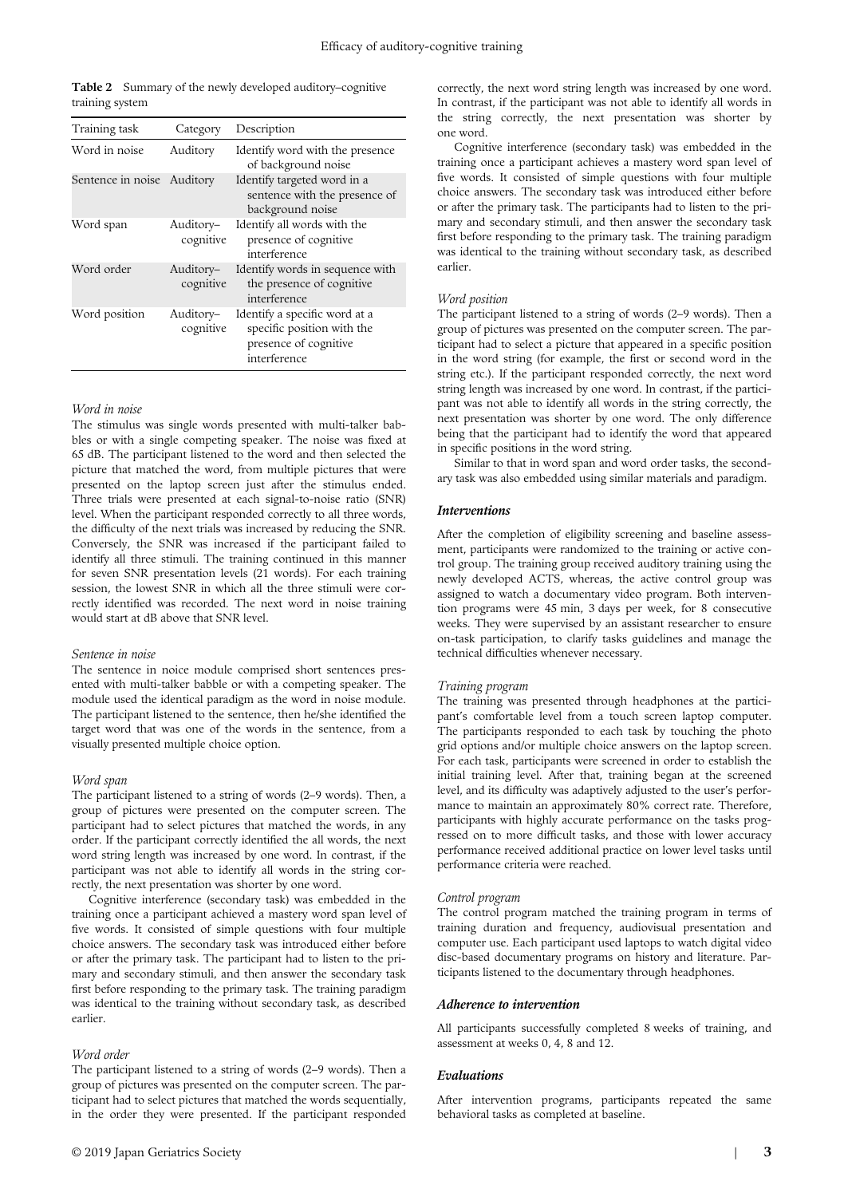**Table 2** Summary of the newly developed auditory–cognitive training system

| Training task | Category | Description |
|---|---|---|
| Word in noise | Auditory | Identify word with the presence of background noise |
| Sentence in noise | Auditory | Identify targeted word in a sentence with the presence of background noise |
| Word span | Auditory–cognitive | Identify all words with the presence of cognitive interference |
| Word order | Auditory–cognitive | Identify words in sequence with the presence of cognitive interference |
| Word position | Auditory–cognitive | Identify a specific word at a specific position with the presence of cognitive interference |

*Word in noise*

The stimulus was single words presented with multi-talker babbles or with a single competing speaker. The noise was fixed at 65 dB. The participant listened to the word and then selected the picture that matched the word, from multiple pictures that were presented on the laptop screen just after the stimulus ended. Three trials were presented at each signal-to-noise ratio (SNR) level. When the participant responded correctly to all three words, the difficulty of the next trials was increased by reducing the SNR. Conversely, the SNR was increased if the participant failed to identify all three stimuli. The training continued in this manner for seven SNR presentation levels (21 words). For each training session, the lowest SNR in which all the three stimuli were correctly identified was recorded. The next word in noise training would start at dB above that SNR level.

*Sentence in noise*

The sentence in noice module comprised short sentences presented with multi-talker babble or with a competing speaker. The module used the identical paradigm as the word in noise module. The participant listened to the sentence, then he/she identified the target word that was one of the words in the sentence, from a visually presented multiple choice option.

*Word span*

The participant listened to a string of words (2–9 words). Then, a group of pictures were presented on the computer screen. The participant had to select pictures that matched the words, in any order. If the participant correctly identified the all words, the next word string length was increased by one word. In contrast, if the participant was not able to identify all words in the string correctly, the next presentation was shorter by one word.

Cognitive interference (secondary task) was embedded in the training once a participant achieved a mastery word span level of five words. It consisted of simple questions with four multiple choice answers. The secondary task was introduced either before or after the primary task. The participant had to listen to the primary and secondary stimuli, and then answer the secondary task first before responding to the primary task. The training paradigm was identical to the training without secondary task, as described earlier.

*Word order*

The participant listened to a string of words (2–9 words). Then a group of pictures was presented on the computer screen. The participant had to select pictures that matched the words sequentially, in the order they were presented. If the participant responded correctly, the next word string length was increased by one word. In contrast, if the participant was not able to identify all words in the string correctly, the next presentation was shorter by one word.

Cognitive interference (secondary task) was embedded in the training once a participant achieves a mastery word span level of five words. It consisted of simple questions with four multiple choice answers. The secondary task was introduced either before or after the primary task. The participants had to listen to the primary and secondary stimuli, and then answer the secondary task first before responding to the primary task. The training paradigm was identical to the training without secondary task, as described earlier.

*Word position*

The participant listened to a string of words (2–9 words). Then a group of pictures was presented on the computer screen. The participant had to select a picture that appeared in a specific position in the word string (for example, the first or second word in the string etc.). If the participant responded correctly, the next word string length was increased by one word. In contrast, if the participant was not able to identify all words in the string correctly, the next presentation was shorter by one word. The only difference being that the participant had to identify the word that appeared in specific positions in the word string.

Similar to that in word span and word order tasks, the secondary task was also embedded using similar materials and paradigm.

### Interventions

After the completion of eligibility screening and baseline assessment, participants were randomized to the training or active control group. The training group received auditory training using the newly developed ACTS, whereas, the active control group was assigned to watch a documentary video program. Both intervention programs were 45 min, 3 days per week, for 8 consecutive weeks. They were supervised by an assistant researcher to ensure on-task participation, to clarify tasks guidelines and manage the technical difficulties whenever necessary.

*Training program*

The training was presented through headphones at the participant's comfortable level from a touch screen laptop computer. The participants responded to each task by touching the photo grid options and/or multiple choice answers on the laptop screen. For each task, participants were screened in order to establish the initial training level. After that, training began at the screened level, and its difficulty was adaptively adjusted to the user's performance to maintain an approximately 80% correct rate. Therefore, participants with highly accurate performance on the tasks progressed on to more difficult tasks, and those with lower accuracy performance received additional practice on lower level tasks until performance criteria were reached.

*Control program*

The control program matched the training program in terms of training duration and frequency, audiovisual presentation and computer use. Each participant used laptops to watch digital video disc-based documentary programs on history and literature. Participants listened to the documentary through headphones.

### Adherence to intervention

All participants successfully completed 8 weeks of training, and assessment at weeks 0, 4, 8 and 12.

### Evaluations

After intervention programs, participants repeated the same behavioral tasks as completed at baseline.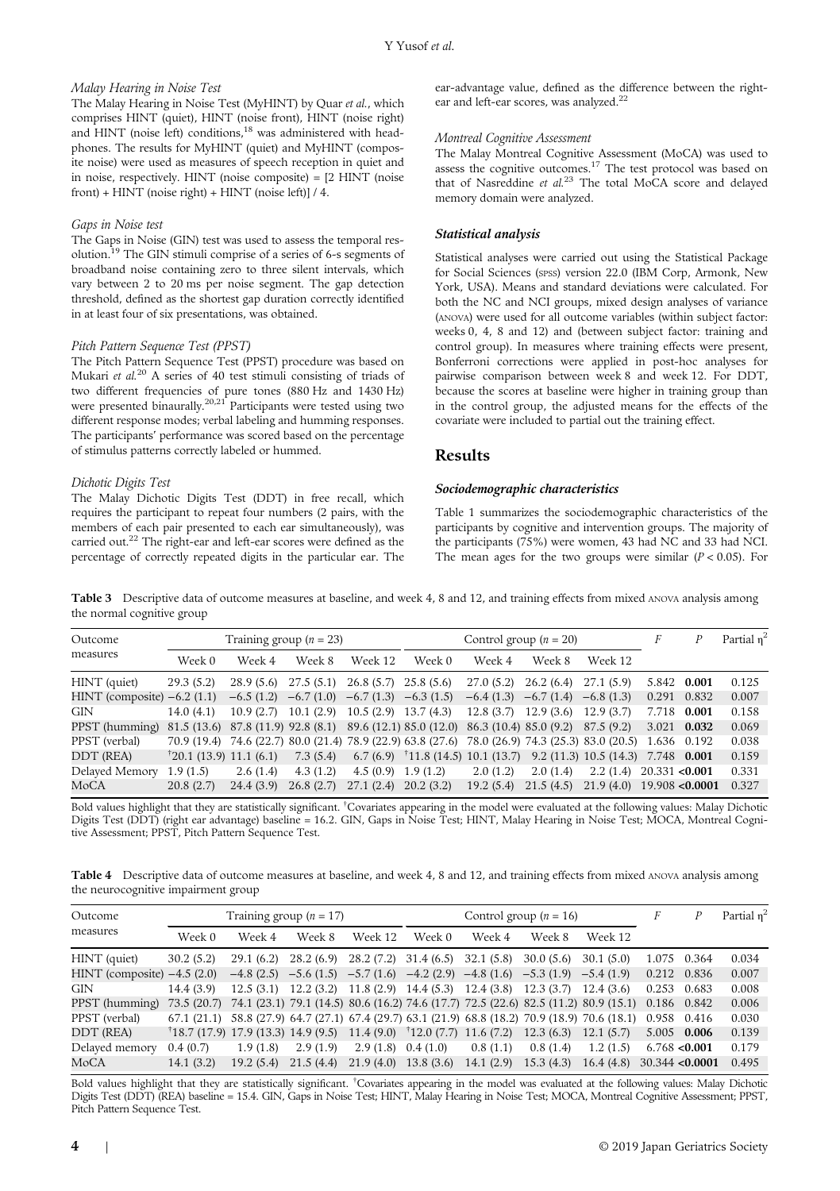*Malay Hearing in Noise Test*

The Malay Hearing in Noise Test (MyHINT) by Quar *et al.*, which comprises HINT (quiet), HINT (noise front), HINT (noise right) and HINT (noise left) conditions,[18] was administered with headphones. The results for MyHINT (quiet) and MyHINT (composite noise) were used as measures of speech reception in quiet and in noise, respectively. HINT (noise composite) = [2 HINT (noise front) + HINT (noise right) + HINT (noise left)] / 4.

*Gaps in Noise test*

The Gaps in Noise (GIN) test was used to assess the temporal resolution.[19] The GIN stimuli comprise of a series of 6-s segments of broadband noise containing zero to three silent intervals, which vary between 2 to 20 ms per noise segment. The gap detection threshold, defined as the shortest gap duration correctly identified in at least four of six presentations, was obtained.

*Pitch Pattern Sequence Test (PPST)*

The Pitch Pattern Sequence Test (PPST) procedure was based on Mukari *et al.*[20] A series of 40 test stimuli consisting of triads of two different frequencies of pure tones (880 Hz and 1430 Hz) were presented binaurally.[20,21] Participants were tested using two different response modes; verbal labeling and humming responses. The participants' performance was scored based on the percentage of stimulus patterns correctly labeled or hummed.

*Dichotic Digits Test*

The Malay Dichotic Digits Test (DDT) in free recall, which requires the participant to repeat four numbers (2 pairs, with the members of each pair presented to each ear simultaneously), was carried out.[22] The right-ear and left-ear scores were defined as the percentage of correctly repeated digits in the particular ear. The ear-advantage value, defined as the difference between the right-ear and left-ear scores, was analyzed.[22]

*Montreal Cognitive Assessment*

The Malay Montreal Cognitive Assessment (MoCA) was used to assess the cognitive outcomes.[17] The test protocol was based on that of Nasreddine *et al.*[23] The total MoCA score and delayed memory domain were analyzed.

### Statistical analysis

Statistical analyses were carried out using the Statistical Package for Social Sciences (SPSS) version 22.0 (IBM Corp, Armonk, New York, USA). Means and standard deviations were calculated. For both the NC and NCI groups, mixed design analyses of variance (ANOVA) were used for all outcome variables (within subject factor: weeks 0, 4, 8 and 12) and (between subject factor: training and control group). In measures where training effects were present, Bonferroni corrections were applied in post-hoc analyses for pairwise comparison between week 8 and week 12. For DDT, because the scores at baseline were higher in training group than in the control group, the adjusted means for the effects of the covariate were included to partial out the training effect.

## Results

### Sociodemographic characteristics

Table 1 summarizes the sociodemographic characteristics of the participants by cognitive and intervention groups. The majority of the participants (75%) were women, 43 had NC and 33 had NCI. The mean ages for the two groups were similar ($P < 0.05$). For

**Table 3** Descriptive data of outcome measures at baseline, and week 4, 8 and 12, and training effects from mixed ANOVA analysis among the normal cognitive group

| Outcome measures | Training group ($n = 23$) | | | | Control group ($n = 20$) | | | | $F$ | $P$ | Partial $\eta^2$ |
|---|---|---|---|---|---|---|---|---|---|---|---|
| | Week 0 | Week 4 | Week 8 | Week 12 | Week 0 | Week 4 | Week 8 | Week 12 | | | |
| HINT (quiet) | 29.3 (5.2) | 28.9 (5.6) | 27.5 (5.1) | 26.8 (5.7) | 25.8 (5.6) | 27.0 (5.2) | 26.2 (6.4) | 27.1 (5.9) | 5.842 | **0.001** | 0.125 |
| HINT (composite) | −6.2 (1.1) | −6.5 (1.2) | −6.7 (1.0) | −6.7 (1.3) | −6.3 (1.5) | −6.4 (1.3) | −6.7 (1.4) | −6.8 (1.3) | 0.291 | 0.832 | 0.007 |
| GIN | 14.0 (4.1) | 10.9 (2.7) | 10.1 (2.9) | 10.5 (2.9) | 13.7 (4.3) | 12.8 (3.7) | 12.9 (3.6) | 12.9 (3.7) | 7.718 | **0.001** | 0.158 |
| PPST (humming) | 81.5 (13.6) | 87.8 (11.9) | 92.8 (8.1) | 89.6 (12.1) | 85.0 (12.0) | 86.3 (10.4) | 85.0 (9.2) | 87.5 (9.2) | 3.021 | **0.032** | 0.069 |
| PPST (verbal) | 70.9 (19.4) | 74.6 (22.7) | 80.0 (21.4) | 78.9 (22.9) | 63.8 (27.6) | 78.0 (26.9) | 74.3 (25.3) | 83.0 (20.5) | 1.636 | 0.192 | 0.038 |
| DDT (REA) | †20.1 (13.9) | 11.1 (6.1) | 7.3 (5.4) | 6.7 (6.9) | †11.8 (14.5) | 10.1 (13.7) | 9.2 (11.3) | 10.5 (14.3) | 7.748 | **0.001** | 0.159 |
| Delayed Memory | 1.9 (1.5) | 2.6 (1.4) | 4.3 (1.2) | 4.5 (0.9) | 1.9 (1.2) | 2.0 (1.2) | 2.0 (1.4) | 2.2 (1.4) | 20.331 | **<0.001** | 0.331 |
| MoCA | 20.8 (2.7) | 24.4 (3.9) | 26.8 (2.7) | 27.1 (2.4) | 20.2 (3.2) | 19.2 (5.4) | 21.5 (4.5) | 21.9 (4.0) | 19.908 | **<0.0001** | 0.327 |

Bold values highlight that they are statistically significant. †Covariates appearing in the model were evaluated at the following values: Malay Dichotic Digits Test (DDT) (right ear advantage) baseline = 16.2. GIN, Gaps in Noise Test; HINT, Malay Hearing in Noise Test; MOCA, Montreal Cognitive Assessment; PPST, Pitch Pattern Sequence Test.

**Table 4** Descriptive data of outcome measures at baseline, and week 4, 8 and 12, and training effects from mixed ANOVA analysis among the neurocognitive impairment group

| Outcome measures | Training group ($n = 17$) | | | | Control group ($n = 16$) | | | | $F$ | $P$ | Partial $\eta^2$ |
|---|---|---|---|---|---|---|---|---|---|---|---|
| | Week 0 | Week 4 | Week 8 | Week 12 | Week 0 | Week 4 | Week 8 | Week 12 | | | |
| HINT (quiet) | 30.2 (5.2) | 29.1 (6.2) | 28.2 (6.9) | 28.2 (7.2) | 31.4 (6.5) | 32.1 (5.8) | 30.0 (5.6) | 30.1 (5.0) | 1.075 | 0.364 | 0.034 |
| HINT (composite) | −4.5 (2.0) | −4.8 (2.5) | −5.6 (1.5) | −5.7 (1.6) | −4.2 (2.9) | −4.8 (1.6) | −5.3 (1.9) | −5.4 (1.9) | 0.212 | 0.836 | 0.007 |
| GIN | 14.4 (3.9) | 12.5 (3.1) | 12.2 (3.2) | 11.8 (2.9) | 14.4 (5.3) | 12.4 (3.8) | 12.3 (3.7) | 12.4 (3.6) | 0.253 | 0.683 | 0.008 |
| PPST (humming) | 73.5 (20.7) | 74.1 (23.1) | 79.1 (14.5) | 80.6 (16.2) | 74.6 (17.7) | 72.5 (22.6) | 82.5 (11.2) | 80.9 (15.1) | 0.186 | 0.842 | 0.006 |
| PPST (verbal) | 67.1 (21.1) | 58.8 (27.9) | 64.7 (27.1) | 67.4 (29.7) | 63.1 (21.9) | 68.8 (18.2) | 70.9 (18.9) | 70.6 (18.1) | 0.958 | 0.416 | 0.030 |
| DDT (REA) | †18.7 (17.9) | 17.9 (13.3) | 14.9 (9.5) | 11.4 (9.0) | †12.0 (7.7) | 11.6 (7.2) | 12.3 (6.3) | 12.1 (5.7) | 5.005 | **0.006** | 0.139 |
| Delayed memory | 0.4 (0.7) | 1.9 (1.8) | 2.9 (1.9) | 2.9 (1.8) | 0.4 (1.0) | 0.8 (1.1) | 0.8 (1.4) | 1.2 (1.5) | 6.768 | **<0.001** | 0.179 |
| MoCA | 14.1 (3.2) | 19.2 (5.4) | 21.5 (4.4) | 21.9 (4.0) | 13.8 (3.6) | 14.1 (2.9) | 15.3 (4.3) | 16.4 (4.8) | 30.344 | **<0.0001** | 0.495 |

Bold values highlight that they are statistically significant. †Covariates appearing in the model was evaluated at the following values: Malay Dichotic Digits Test (DDT) (REA) baseline = 15.4. GIN, Gaps in Noise Test; HINT, Malay Hearing in Noise Test; MOCA, Montreal Cognitive Assessment; PPST, Pitch Pattern Sequence Test.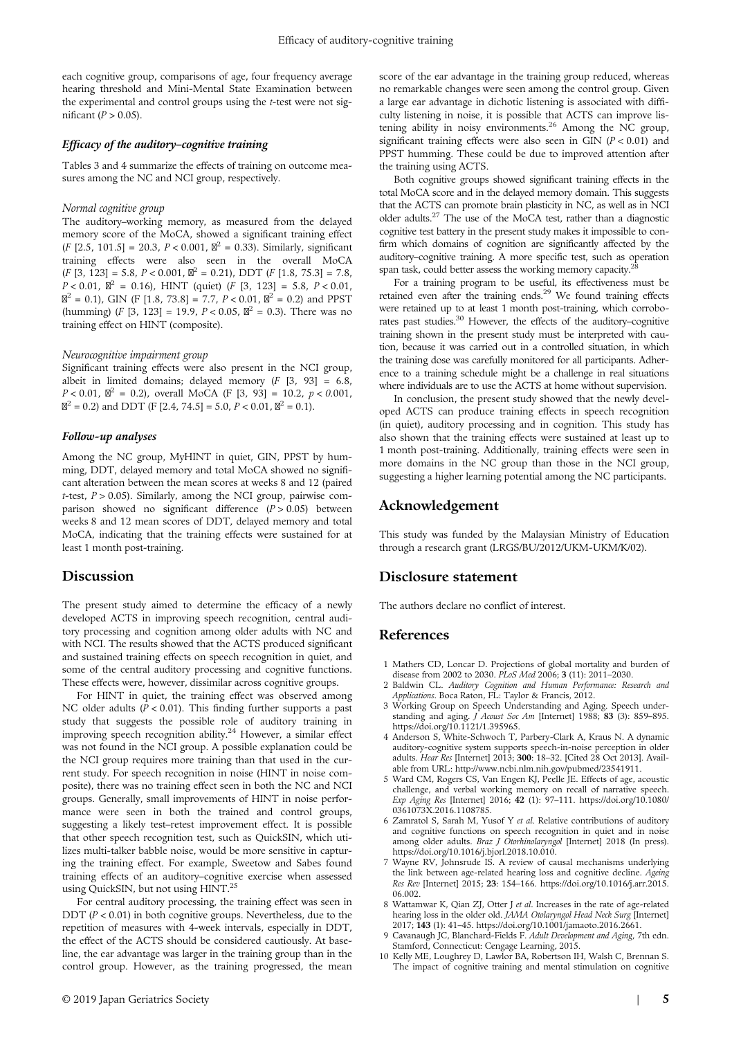each cognitive group, comparisons of age, four frequency average hearing threshold and Mini-Mental State Examination between the experimental and control groups using the *t*-test were not significant ($P > 0.05$).

### *Efficacy of the auditory–cognitive training*

Tables 3 and 4 summarize the effects of training on outcome measures among the NC and NCI group, respectively.

#### *Normal cognitive group*

The auditory–working memory, as measured from the delayed memory score of the MoCA, showed a significant training effect ($F$ [2.5, 101.5] = 20.3, $P < 0.001$, $\eta^2 = 0.33$). Similarly, significant training effects were also seen in the overall MoCA ($F$ [3, 123] = 5.8, $P < 0.001$, $\eta^2 = 0.21$), DDT ($F$ [1.8, 75.3] = 7.8, $P < 0.01$, $\eta^2 = 0.16$), HINT (quiet) ($F$ [3, 123] = 5.8, $P < 0.01$, $\eta^2 = 0.1$), GIN (F [1.8, 73.8] = 7.7, $P < 0.01$, $\eta^2 = 0.2$) and PPST (humming) ($F$ [3, 123] = 19.9, $P < 0.05$, $\eta^2 = 0.3$). There was no training effect on HINT (composite).

#### *Neurocognitive impairment group*

Significant training effects were also present in the NCI group, albeit in limited domains; delayed memory ($F$ [3, 93] = 6.8, $P < 0.01$, $\eta^2 = 0.2$), overall MoCA (F [3, 93] = 10.2, $p < 0.001$, $\eta^2 = 0.2$) and DDT (F [2.4, 74.5] = 5.0, $P < 0.01$, $\eta^2 = 0.1$).

### *Follow-up analyses*

Among the NC group, MyHINT in quiet, GIN, PPST by humming, DDT, delayed memory and total MoCA showed no significant alteration between the mean scores at weeks 8 and 12 (paired *t*-test, $P > 0.05$). Similarly, among the NCI group, pairwise comparison showed no significant difference ($P > 0.05$) between weeks 8 and 12 mean scores of DDT, delayed memory and total MoCA, indicating that the training effects were sustained for at least 1 month post-training.

## Discussion

The present study aimed to determine the efficacy of a newly developed ACTS in improving speech recognition, central auditory processing and cognition among older adults with NC and with NCI. The results showed that the ACTS produced significant and sustained training effects on speech recognition in quiet, and some of the central auditory processing and cognitive functions. These effects were, however, dissimilar across cognitive groups.

For HINT in quiet, the training effect was observed among NC older adults ($P < 0.01$). This finding further supports a past study that suggests the possible role of auditory training in improving speech recognition ability.[24] However, a similar effect was not found in the NCI group. A possible explanation could be the NCI group requires more training than that used in the current study. For speech recognition in noise (HINT in noise composite), there was no training effect seen in both the NC and NCI groups. Generally, small improvements of HINT in noise performance were seen in both the trained and control groups, suggesting a likely test–retest improvement effect. It is possible that other speech recognition test, such as QuickSIN, which utilizes multi-talker babble noise, would be more sensitive in capturing the training effect. For example, Sweetow and Sabes found training effects of an auditory–cognitive exercise when assessed using QuickSIN, but not using HINT.[25]

For central auditory processing, the training effect was seen in DDT ($P < 0.01$) in both cognitive groups. Nevertheless, due to the repetition of measures with 4-week intervals, especially in DDT, the effect of the ACTS should be considered cautiously. At baseline, the ear advantage was larger in the training group than in the control group. However, as the training progressed, the mean score of the ear advantage in the training group reduced, whereas no remarkable changes were seen among the control group. Given a large ear advantage in dichotic listening is associated with difficulty listening in noise, it is possible that ACTS can improve listening ability in noisy environments.[26] Among the NC group, significant training effects were also seen in GIN ($P < 0.01$) and PPST humming. These could be due to improved attention after the training using ACTS.

Both cognitive groups showed significant training effects in the total MoCA score and in the delayed memory domain. This suggests that the ACTS can promote brain plasticity in NC, as well as in NCI older adults.[27] The use of the MoCA test, rather than a diagnostic cognitive test battery in the present study makes it impossible to confirm which domains of cognition are significantly affected by the auditory–cognitive training. A more specific test, such as operation span task, could better assess the working memory capacity.[28]

For a training program to be useful, its effectiveness must be retained even after the training ends.[29] We found training effects were retained up to at least 1 month post-training, which corroborates past studies.[30] However, the effects of the auditory–cognitive training shown in the present study must be interpreted with caution, because it was carried out in a controlled situation, in which the training dose was carefully monitored for all participants. Adherence to a training schedule might be a challenge in real situations where individuals are to use the ACTS at home without supervision.

In conclusion, the present study showed that the newly developed ACTS can produce training effects in speech recognition (in quiet), auditory processing and in cognition. This study has also shown that the training effects were sustained at least up to 1 month post-training. Additionally, training effects were seen in more domains in the NC group than those in the NCI group, suggesting a higher learning potential among the NC participants.

## Acknowledgement

This study was funded by the Malaysian Ministry of Education through a research grant (LRGS/BU/2012/UKM-UKM/K/02).

## Disclosure statement

The authors declare no conflict of interest.

## References

1 Mathers CD, Loncar D. Projections of global mortality and burden of disease from 2002 to 2030. *PLoS Med* 2006; **3** (11): 2011–2030.

2 Baldwin CL. *Auditory Cognition and Human Performance: Research and Applications*. Boca Raton, FL: Taylor & Francis, 2012.

3 Working Group on Speech Understanding and Aging. Speech understanding and aging. *J Acoust Soc Am* [Internet] 1988; **83** (3): 859–895. https://doi.org/10.1121/1.395965.

4 Anderson S, White-Schwoch T, Parbery-Clark A, Kraus N. A dynamic auditory-cognitive system supports speech-in-noise perception in older adults. *Hear Res* [Internet] 2013; **300**: 18–32. [Cited 28 Oct 2013]. Available from URL: http://www.ncbi.nlm.nih.gov/pubmed/23541911.

5 Ward CM, Rogers CS, Van Engen KJ, Peelle JE. Effects of age, acoustic challenge, and verbal working memory on recall of narrative speech. *Exp Aging Res* [Internet] 2016; **42** (1): 97–111. https://doi.org/10.1080/0361073X.2016.1108785.

6 Zamratol S, Sarah M, Yusof Y *et al.* Relative contributions of auditory and cognitive functions on speech recognition in quiet and in noise among older adults. *Braz J Otorhinolaryngol* [Internet] 2018 (In press). https://doi.org/10.1016/j.bjorl.2018.10.010.

7 Wayne RV, Johnsrude IS. A review of causal mechanisms underlying the link between age-related hearing loss and cognitive decline. *Ageing Res Rev* [Internet] 2015; **23**: 154–166. https://doi.org/10.1016/j.arr.2015.06.002.

8 Wattamwar K, Qian ZJ, Otter J *et al.* Increases in the rate of age-related hearing loss in the older old. *JAMA Otolaryngol Head Neck Surg* [Internet] 2017; **143** (1): 41–45. https://doi.org/10.1001/jamaoto.2016.2661.

9 Cavanaugh JC, Blanchard-Fields F. *Adult Development and Aging*, 7th edn. Stamford, Connecticut: Cengage Learning, 2015.

10 Kelly ME, Loughrey D, Lawlor BA, Robertson IH, Walsh C, Brennan S. The impact of cognitive training and mental stimulation on cognitive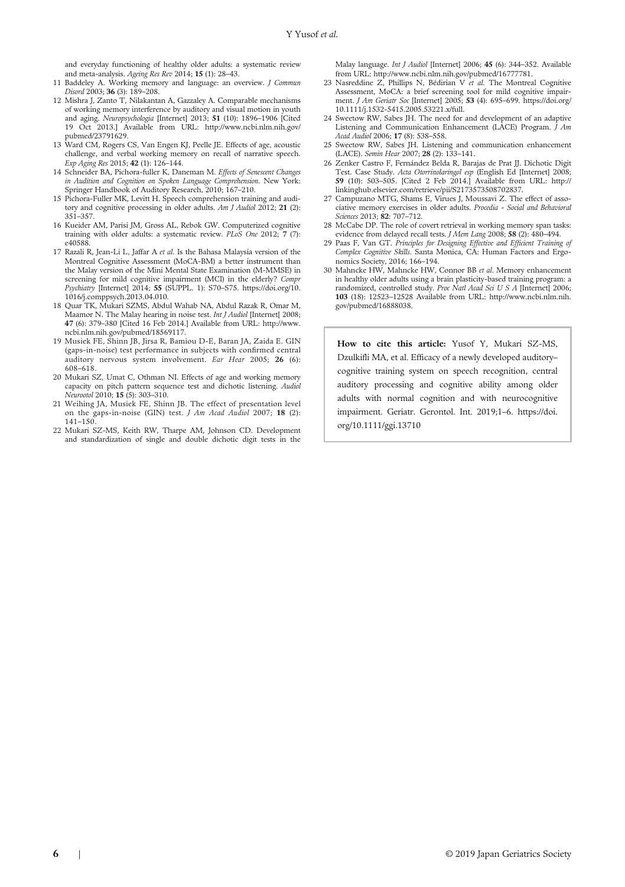and everyday functioning of healthy older adults: a systematic review and meta-analysis. *Ageing Res Rev* 2014; **15** (1): 28–43.

11 Baddeley A. Working memory and language: an overview. *J Commun Disord* 2003; **36** (3): 189–208.

12 Mishra J, Zanto T, Nilakantan A, Gazzaley A. Comparable mechanisms of working memory interference by auditory and visual motion in youth and aging. *Neuropsychologia* [Internet] 2013; **51** (10): 1896–1906 [Cited 19 Oct 2013.] Available from URL: http://www.ncbi.nlm.nih.gov/pubmed/23791629.

13 Ward CM, Rogers CS, Van Engen KJ, Peelle JE. Effects of age, acoustic challenge, and verbal working memory on recall of narrative speech. *Exp Aging Res* 2015; **42** (1): 126–144.

14 Schneider BA, Pichora-fuller K, Daneman M. *Effects of Senescent Changes in Audition and Cognition on Spoken Language Comprehension*. New York: Springer Handbook of Auditory Research, 2010; 167–210.

15 Pichora-Fuller MK, Levitt H. Speech comprehension training and auditory and cognitive processing in older adults. *Am J Audiol* 2012; **21** (2): 351–357.

16 Kueider AM, Parisi JM, Gross AL, Rebok GW. Computerized cognitive training with older adults: a systematic review. *PLoS One* 2012; **7** (7): e40588.

17 Razali R, Jean-Li L, Jaffar A *et al*. Is the Bahasa Malaysia version of the Montreal Cognitive Assessment (MoCA-BM) a better instrument than the Malay version of the Mini Mental State Examination (M-MMSE) in screening for mild cognitive impairment (MCI) in the elderly? *Compr Psychiatry* [Internet] 2014; **55** (SUPPL. 1): S70–S75. https://doi.org/10.1016/j.comppsych.2013.04.010.

18 Quar TK, Mukari SZMS, Abdul Wahab NA, Abdul Razak R, Omar M, Maamor N. The Malay hearing in noise test. *Int J Audiol* [Internet[ 2008; **47** (6): 379–380 [Cited 16 Feb 2014.] Available from URL: http://www.ncbi.nlm.nih.gov/pubmed/18569117.

19 Musiek FE, Shinn JB, Jirsa R, Bamiou D-E, Baran JA, Zaida E. GIN (gaps-in-noise) test performance in subjects with confirmed central auditory nervous system involvement. *Ear Hear* 2005; **26** (6): 608–618.

20 Mukari SZ, Umat C, Othman NI. Effects of age and working memory capacity on pitch pattern sequence test and dichotic listening. *Audiol Neurootol* 2010; **15** (5): 303–310.

21 Weihing JA, Musiek FE, Shinn JB. The effect of presentation level on the gaps-in-noise (GIN) test. *J Am Acad Audiol* 2007; **18** (2): 141–150.

22 Mukari SZ-MS, Keith RW, Tharpe AM, Johnson CD. Development and standardization of single and double dichotic digit tests in the Malay language. *Int J Audiol* [Internet] 2006; **45** (6): 344–352. Available from URL: http://www.ncbi.nlm.nih.gov/pubmed/16777781.

23 Nasreddine Z, Phillips N, Bédirian V *et al*. The Montreal Cognitive Assessment, MoCA: a brief screening tool for mild cognitive impairment. *J Am Geriatr Soc* [Internet] 2005; **53** (4): 695–699. https://doi.org/10.1111/j.1532-5415.2005.53221.x/full.

24 Sweetow RW, Sabes JH. The need for and development of an adaptive Listening and Communication Enhancement (LACE) Program. *J Am Acad Audiol* 2006; **17** (8): 538–558.

25 Sweetow RW, Sabes JH. Listening and communication enhancement (LACE). *Semin Hear* 2007; **28** (2): 133–141.

26 Zenker Castro F, Fernández Belda R, Barajas de Prat JJ. Dichotic Digit Test. Case Study. *Acta Otorrinolaringol esp* (English Ed [Internet] 2008; **59** (10): 503–505. [Cited 2 Feb 2014.] Available from URL: http://linkinghub.elsevier.com/retrieve/pii/S2173573508702837.

27 Campuzano MTG, Shams E, Virues J, Moussavi Z. The effect of associative memory exercises in older adults. *Procedia - Social and Behavioral Sciences* 2013; **82**: 707–712.

28 McCabe DP. The role of covert retrieval in working memory span tasks: evidence from delayed recall tests. *J Mem Lang* 2008; **58** (2): 480–494.

29 Paas F, Van GT. *Principles for Designing Effective and Efficient Training of Complex Cognitive Skills*. Santa Monica, CA: Human Factors and Ergonomics Society, 2016; 166–194.

30 Mahncke HW, Mahncke HW, Connor BB *et al*. Memory enhancement in healthy older adults using a brain plasticity-based training program: a randomized, controlled study. *Proc Natl Acad Sci U S A* [Internet] 2006; **103** (18): 12523–12528 Available from URL: http://www.ncbi.nlm.nih.gov/pubmed/16888038.

**How to cite this article:** Yusof Y, Mukari SZ-MS, Dzulkifli MA, et al. Efficacy of a newly developed auditory–cognitive training system on speech recognition, central auditory processing and cognitive ability among older adults with normal cognition and with neurocognitive impairment. Geriatr. Gerontol. Int. 2019;1–6. https://doi.org/10.1111/ggi.13710